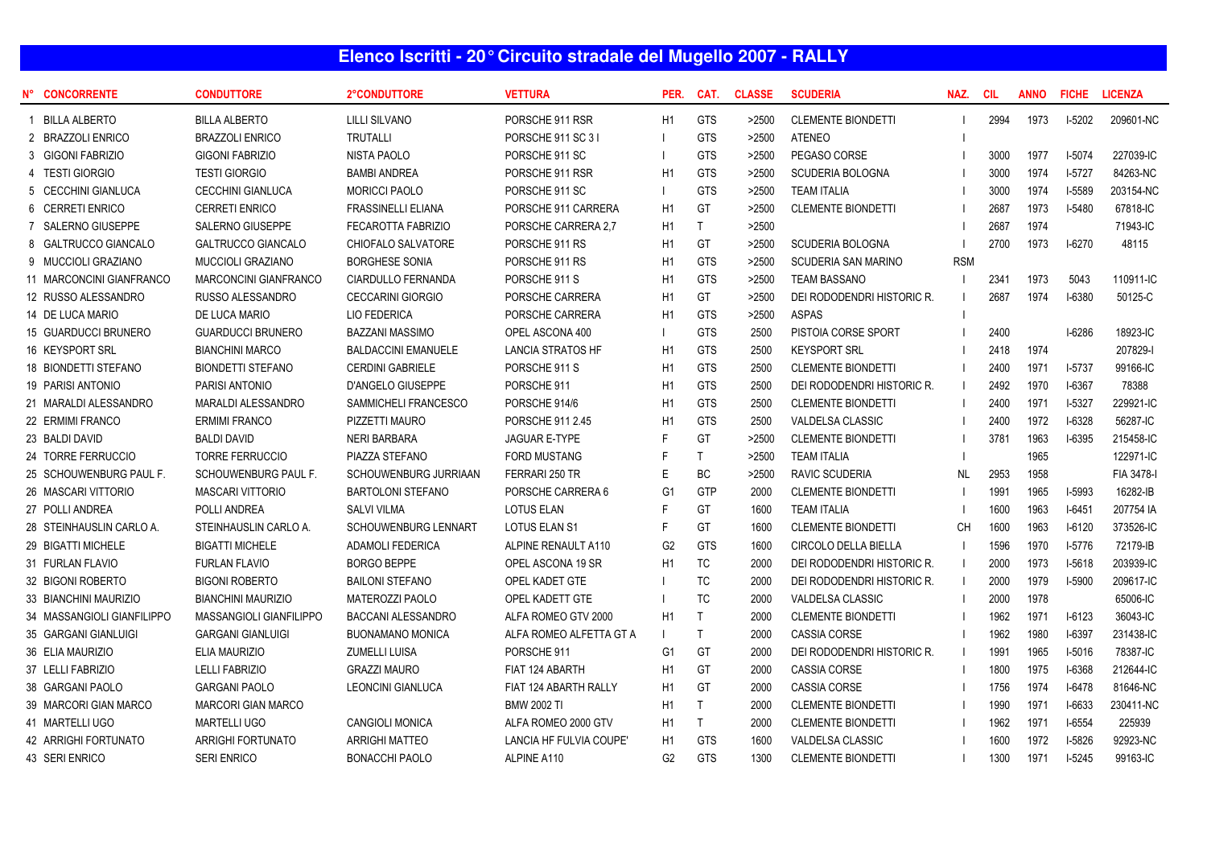# Elenco Iscritti - 20° Circuito stradale del Mugello 2007 - RALLY

| N° | CONCORRENTE | CONDUTTORE | 2°CONDUTTORE | VETTURA | PER. | CAT. | CLASSE | SCUDERIA | NAZ. | CIL | ANNO | FICHE | LICENZA |
|---|---|---|---|---|---|---|---|---|---|---|---|---|---|
| 1 | BILLA ALBERTO | BILLA ALBERTO | LILLI SILVANO | PORSCHE 911 RSR | H1 | GTS | >2500 | CLEMENTE BIONDETTI | I | 2994 | 1973 | I-5202 | 209601-NC |
| 2 | BRAZZOLI ENRICO | BRAZZOLI ENRICO | TRUTALLI | PORSCHE 911 SC 3 I | I | GTS | >2500 | ATENEO | I | | | | |
| 3 | GIGONI FABRIZIO | GIGONI FABRIZIO | NISTA PAOLO | PORSCHE 911 SC | I | GTS | >2500 | PEGASO CORSE | I | 3000 | 1977 | I-5074 | 227039-IC |
| 4 | TESTI GIORGIO | TESTI GIORGIO | BAMBI ANDREA | PORSCHE 911 RSR | H1 | GTS | >2500 | SCUDERIA BOLOGNA | I | 3000 | 1974 | I-5727 | 84263-NC |
| 5 | CECCHINI GIANLUCA | CECCHINI GIANLUCA | MORICCI PAOLO | PORSCHE 911 SC | I | GTS | >2500 | TEAM ITALIA | I | 3000 | 1974 | I-5589 | 203154-NC |
| 6 | CERRETI ENRICO | CERRETI ENRICO | FRASSINELLI ELIANA | PORSCHE 911 CARRERA | H1 | GT | >2500 | CLEMENTE BIONDETTI | I | 2687 | 1973 | I-5480 | 67818-IC |
| 7 | SALERNO GIUSEPPE | SALERNO GIUSEPPE | FECAROTTA FABRIZIO | PORSCHE CARRERA 2,7 | H1 | T | >2500 | | I | 2687 | 1974 | | 71943-IC |
| 8 | GALTRUCCO GIANCALO | GALTRUCCO GIANCALO | CHIOFALO SALVATORE | PORSCHE 911 RS | H1 | GT | >2500 | SCUDERIA BOLOGNA | I | 2700 | 1973 | I-6270 | 48115 |
| 9 | MUCCIOLI GRAZIANO | MUCCIOLI GRAZIANO | BORGHESE SONIA | PORSCHE 911 RS | H1 | GTS | >2500 | SCUDERIA SAN MARINO | RSM | | | | |
| 11 | MARCONCINI GIANFRANCO | MARCONCINI GIANFRANCO | CIARDULLO FERNANDA | PORSCHE 911 S | H1 | GTS | >2500 | TEAM BASSANO | I | 2341 | 1973 | 5043 | 110911-IC |
| 12 | RUSSO ALESSANDRO | RUSSO ALESSANDRO | CECCARINI GIORGIO | PORSCHE CARRERA | H1 | GT | >2500 | DEI RODODENDRI HISTORIC R. | I | 2687 | 1974 | I-6380 | 50125-C |
| 14 | DE LUCA MARIO | DE LUCA MARIO | LIO FEDERICA | PORSCHE CARRERA | H1 | GTS | >2500 | ASPAS | I | | | | |
| 15 | GUARDUCCI BRUNERO | GUARDUCCI BRUNERO | BAZZANI MASSIMO | OPEL ASCONA 400 | I | GTS | 2500 | PISTOIA CORSE SPORT | I | 2400 | | I-6286 | 18923-IC |
| 16 | KEYSPORT SRL | BIANCHINI MARCO | BALDACCINI EMANUELE | LANCIA STRATOS HF | H1 | GTS | 2500 | KEYSPORT SRL | I | 2418 | 1974 | | 207829-I |
| 18 | BIONDETTI STEFANO | BIONDETTI STEFANO | CERDINI GABRIELE | PORSCHE 911 S | H1 | GTS | 2500 | CLEMENTE BIONDETTI | I | 2400 | 1971 | I-5737 | 99166-IC |
| 19 | PARISI ANTONIO | PARISI ANTONIO | D'ANGELO GIUSEPPE | PORSCHE 911 | H1 | GTS | 2500 | DEI RODODENDRI HISTORIC R. | I | 2492 | 1970 | I-6367 | 78388 |
| 21 | MARALDI ALESSANDRO | MARALDI ALESSANDRO | SAMMICHELI FRANCESCO | PORSCHE 914/6 | H1 | GTS | 2500 | CLEMENTE BIONDETTI | I | 2400 | 1971 | I-5327 | 229921-IC |
| 22 | ERMIMI FRANCO | ERMIMI FRANCO | PIZZETTI MAURO | PORSCHE 911 2.45 | H1 | GTS | 2500 | VALDELSA CLASSIC | I | 2400 | 1972 | I-6328 | 56287-IC |
| 23 | BALDI DAVID | BALDI DAVID | NERI BARBARA | JAGUAR E-TYPE | F | GT | >2500 | CLEMENTE BIONDETTI | I | 3781 | 1963 | I-6395 | 215458-IC |
| 24 | TORRE FERRUCCIO | TORRE FERRUCCIO | PIAZZA STEFANO | FORD MUSTANG | F | T | >2500 | TEAM ITALIA | I | | 1965 | | 122971-IC |
| 25 | SCHOUWENBURG PAUL F. | SCHOUWENBURG PAUL F. | SCHOUWENBURG JURRIAAN | FERRARI 250 TR | E | BC | >2500 | RAVIC SCUDERIA | NL | 2953 | 1958 | | FIA 3478-I |
| 26 | MASCARI VITTORIO | MASCARI VITTORIO | BARTOLONI STEFANO | PORSCHE CARRERA 6 | G1 | GTP | 2000 | CLEMENTE BIONDETTI | I | 1991 | 1965 | I-5993 | 16282-IB |
| 27 | POLLI ANDREA | POLLI ANDREA | SALVI VILMA | LOTUS ELAN | F | GT | 1600 | TEAM ITALIA | I | 1600 | 1963 | I-6451 | 207754 IA |
| 28 | STEINHAUSLIN CARLO A. | STEINHAUSLIN CARLO A. | SCHOUWENBURG LENNART | LOTUS ELAN S1 | F | GT | 1600 | CLEMENTE BIONDETTI | CH | 1600 | 1963 | I-6120 | 373526-IC |
| 29 | BIGATTI MICHELE | BIGATTI MICHELE | ADAMOLI FEDERICA | ALPINE RENAULT A110 | G2 | GTS | 1600 | CIRCOLO DELLA BIELLA | I | 1596 | 1970 | I-5776 | 72179-IB |
| 31 | FURLAN FLAVIO | FURLAN FLAVIO | BORGO BEPPE | OPEL ASCONA 19 SR | H1 | TC | 2000 | DEI RODODENDRI HISTORIC R. | I | 2000 | 1973 | I-5618 | 203939-IC |
| 32 | BIGONI ROBERTO | BIGONI ROBERTO | BAILONI STEFANO | OPEL KADET GTE | I | TC | 2000 | DEI RODODENDRI HISTORIC R. | I | 2000 | 1979 | I-5900 | 209617-IC |
| 33 | BIANCHINI MAURIZIO | BIANCHINI MAURIZIO | MATEROZZI PAOLO | OPEL KADETT GTE | I | TC | 2000 | VALDELSA CLASSIC | I | 2000 | 1978 | | 65006-IC |
| 34 | MASSANGIOLI GIANFILIPPO | MASSANGIOLI GIANFILIPPO | BACCANI ALESSANDRO | ALFA ROMEO GTV 2000 | H1 | T | 2000 | CLEMENTE BIONDETTI | I | 1962 | 1971 | I-6123 | 36043-IC |
| 35 | GARGANI GIANLUIGI | GARGANI GIANLUIGI | BUONAMANO MONICA | ALFA ROMEO ALFETTA GT A | I | T | 2000 | CASSIA CORSE | I | 1962 | 1980 | I-6397 | 231438-IC |
| 36 | ELIA MAURIZIO | ELIA MAURIZIO | ZUMELLI LUISA | PORSCHE 911 | G1 | GT | 2000 | DEI RODODENDRI HISTORIC R. | I | 1991 | 1965 | I-5016 | 78387-IC |
| 37 | LELLI FABRIZIO | LELLI FABRIZIO | GRAZZI MAURO | FIAT 124 ABARTH | H1 | GT | 2000 | CASSIA CORSE | I | 1800 | 1975 | I-6368 | 212644-IC |
| 38 | GARGANI PAOLO | GARGANI PAOLO | LEONCINI GIANLUCA | FIAT 124 ABARTH RALLY | H1 | GT | 2000 | CASSIA CORSE | I | 1756 | 1974 | I-6478 | 81646-NC |
| 39 | MARCORI GIAN MARCO | MARCORI GIAN MARCO | | BMW 2002 TI | H1 | T | 2000 | CLEMENTE BIONDETTI | I | 1990 | 1971 | I-6633 | 230411-NC |
| 41 | MARTELLI UGO | MARTELLI UGO | CANGIOLI MONICA | ALFA ROMEO 2000 GTV | H1 | T | 2000 | CLEMENTE BIONDETTI | I | 1962 | 1971 | I-6554 | 225939 |
| 42 | ARRIGHI FORTUNATO | ARRIGHI FORTUNATO | ARRIGHI MATTEO | LANCIA HF FULVIA COUPE' | H1 | GTS | 1600 | VALDELSA CLASSIC | I | 1600 | 1972 | I-5826 | 92923-NC |
| 43 | SERI ENRICO | SERI ENRICO | BONACCHI PAOLO | ALPINE A110 | G2 | GTS | 1300 | CLEMENTE BIONDETTI | I | 1300 | 1971 | I-5245 | 99163-IC |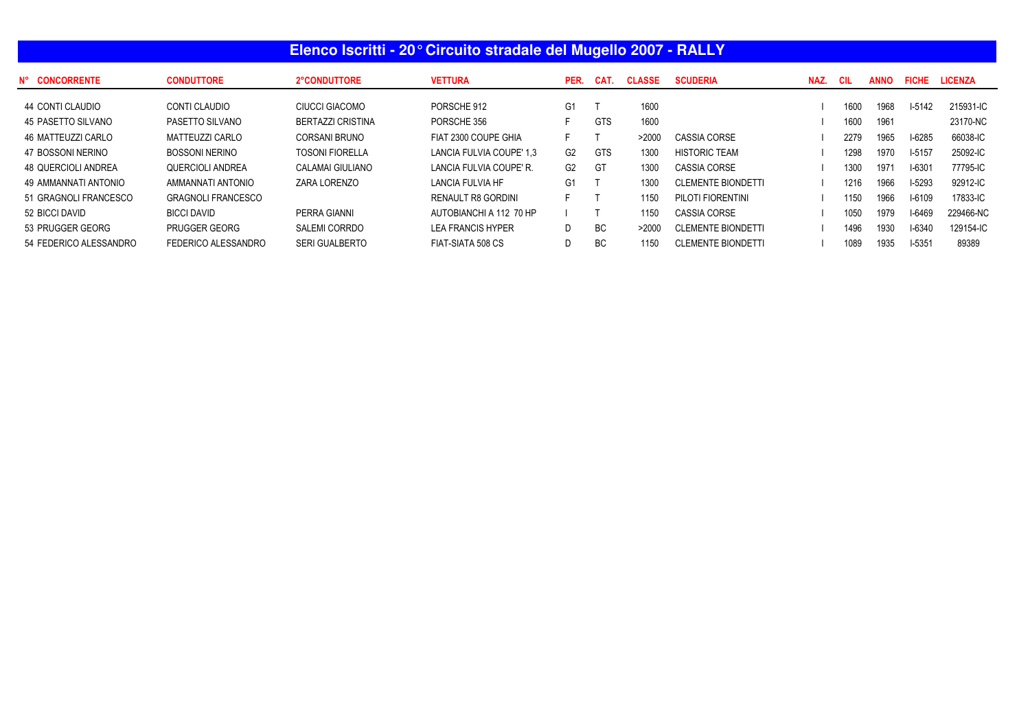# Elenco Iscritti - 20° Circuito stradale del Mugello 2007 - RALLY

| N° | CONCORRENTE | CONDUTTORE | 2°CONDUTTORE | VETTURA | PER. | CAT. | CLASSE | SCUDERIA | NAZ. | CIL | ANNO | FICHE | LICENZA |
|---|---|---|---|---|---|---|---|---|---|---|---|---|---|
| 44 | CONTI CLAUDIO | CONTI CLAUDIO | CIUCCI GIACOMO | PORSCHE 912 | G1 | T | 1600 | | I | 1600 | 1968 | I-5142 | 215931-IC |
| 45 | PASETTO SILVANO | PASETTO SILVANO | BERTAZZI CRISTINA | PORSCHE 356 | F | GTS | 1600 | | I | 1600 | 1961 | | 23170-NC |
| 46 | MATTEUZZI CARLO | MATTEUZZI CARLO | CORSANI BRUNO | FIAT 2300 COUPE GHIA | F | T | >2000 | CASSIA CORSE | I | 2279 | 1965 | I-6285 | 66038-IC |
| 47 | BOSSONI NERINO | BOSSONI NERINO | TOSONI FIORELLA | LANCIA FULVIA COUPE' 1,3 | G2 | GTS | 1300 | HISTORIC TEAM | I | 1298 | 1970 | I-5157 | 25092-IC |
| 48 | QUERCIOLI ANDREA | QUERCIOLI ANDREA | CALAMAI GIULIANO | LANCIA FULVIA COUPE' R. | G2 | GT | 1300 | CASSIA CORSE | I | 1300 | 1971 | I-6301 | 77795-IC |
| 49 | AMMANNATI ANTONIO | AMMANNATI ANTONIO | ZARA LORENZO | LANCIA FULVIA HF | G1 | T | 1300 | CLEMENTE BIONDETTI | I | 1216 | 1966 | I-5293 | 92912-IC |
| 51 | GRAGNOLI FRANCESCO | GRAGNOLI FRANCESCO | | RENAULT R8 GORDINI | F | T | 1150 | PILOTI FIORENTINI | I | 1150 | 1966 | I-6109 | 17833-IC |
| 52 | BICCI DAVID | BICCI DAVID | PERRA GIANNI | AUTOBIANCHI A 112 70 HP | I | T | 1150 | CASSIA CORSE | I | 1050 | 1979 | I-6469 | 229466-NC |
| 53 | PRUGGER GEORG | PRUGGER GEORG | SALEMI CORRDO | LEA FRANCIS HYPER | D | BC | >2000 | CLEMENTE BIONDETTI | I | 1496 | 1930 | I-6340 | 129154-IC |
| 54 | FEDERICO ALESSANDRO | FEDERICO ALESSANDRO | SERI GUALBERTO | FIAT-SIATA 508 CS | D | BC | 1150 | CLEMENTE BIONDETTI | I | 1089 | 1935 | I-5351 | 89389 |